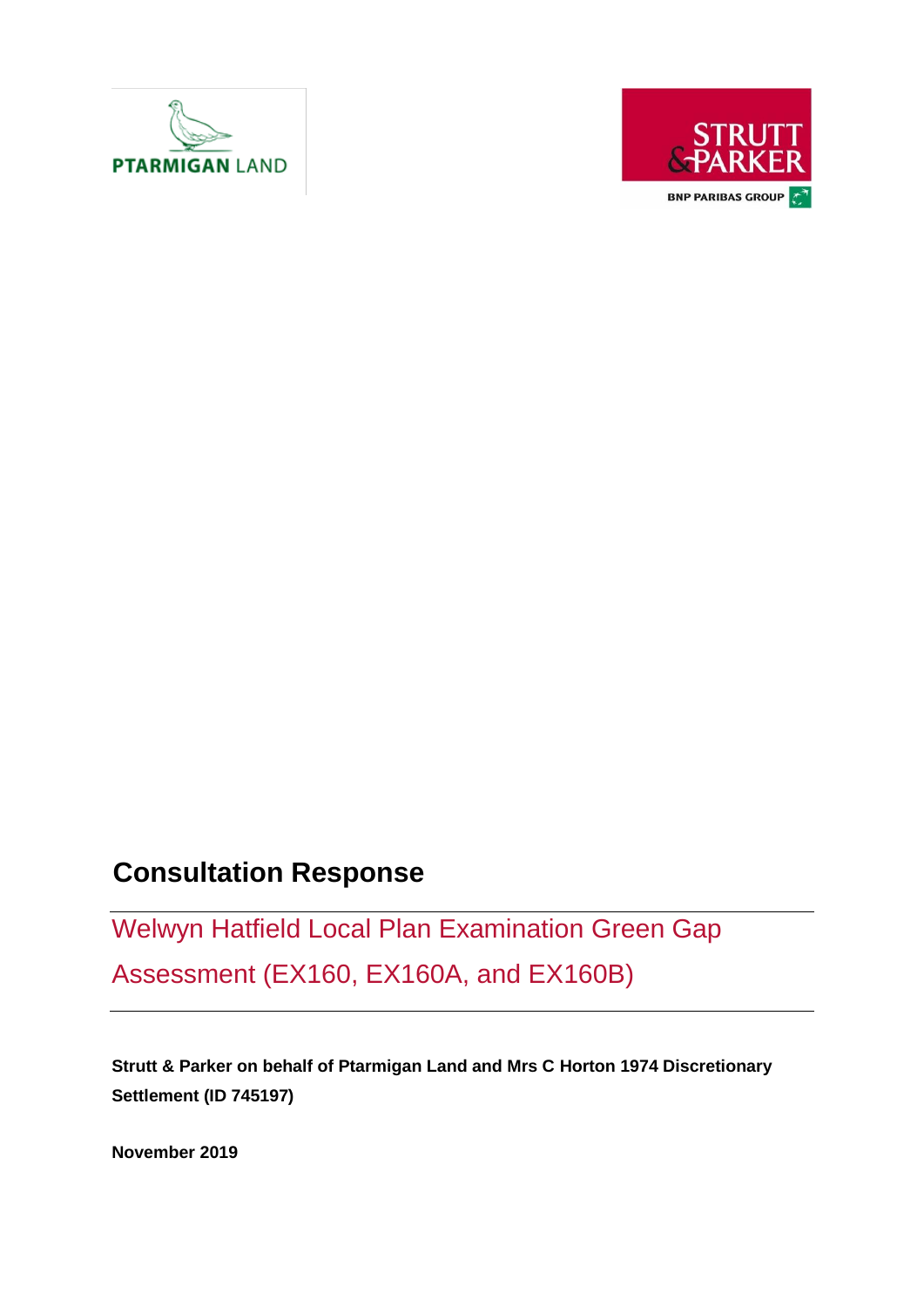PTARMIGAN LAND

STRUTT & PARKER

BNP PARIBAS GROUP

# Consultation Response

## Welwyn Hatfield Local Plan Examination Green Gap Assessment (EX160, EX160A, and EX160B)

**Strutt & Parker on behalf of Ptarmigan Land and Mrs C Horton 1974 Discretionary Settlement (ID 745197)**

**November 2019**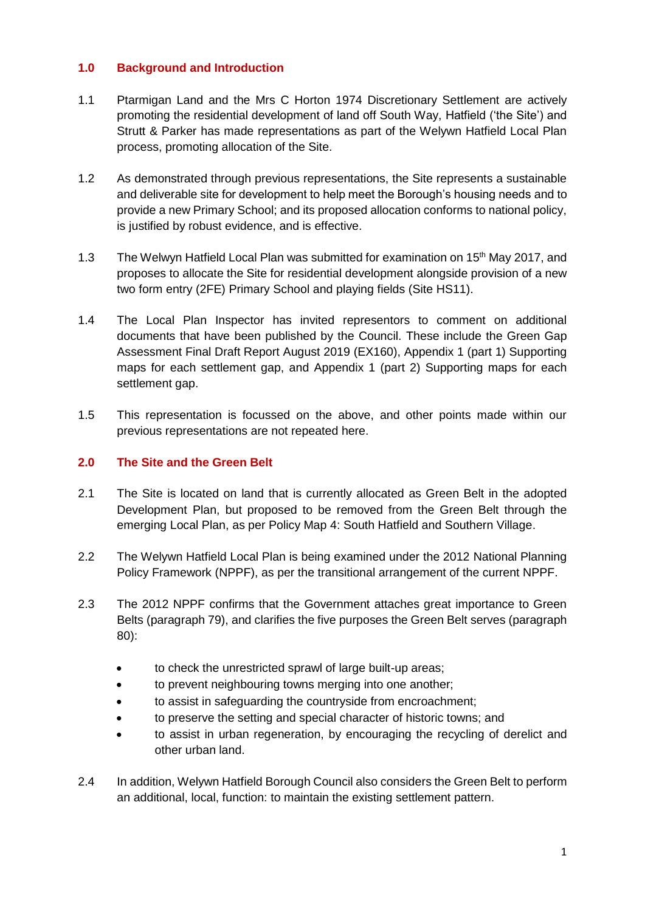## 1.0 Background and Introduction

1.1 Ptarmigan Land and the Mrs C Horton 1974 Discretionary Settlement are actively promoting the residential development of land off South Way, Hatfield ('the Site') and Strutt & Parker has made representations as part of the Welwyn Hatfield Local Plan process, promoting allocation of the Site.

1.2 As demonstrated through previous representations, the Site represents a sustainable and deliverable site for development to help meet the Borough's housing needs and to provide a new Primary School; and its proposed allocation conforms to national policy, is justified by robust evidence, and is effective.

1.3 The Welwyn Hatfield Local Plan was submitted for examination on 15th May 2017, and proposes to allocate the Site for residential development alongside provision of a new two form entry (2FE) Primary School and playing fields (Site HS11).

1.4 The Local Plan Inspector has invited representors to comment on additional documents that have been published by the Council. These include the Green Gap Assessment Final Draft Report August 2019 (EX160), Appendix 1 (part 1) Supporting maps for each settlement gap, and Appendix 1 (part 2) Supporting maps for each settlement gap.

1.5 This representation is focussed on the above, and other points made within our previous representations are not repeated here.

## 2.0 The Site and the Green Belt

2.1 The Site is located on land that is currently allocated as Green Belt in the adopted Development Plan, but proposed to be removed from the Green Belt through the emerging Local Plan, as per Policy Map 4: South Hatfield and Southern Village.

2.2 The Welwyn Hatfield Local Plan is being examined under the 2012 National Planning Policy Framework (NPPF), as per the transitional arrangement of the current NPPF.

2.3 The 2012 NPPF confirms that the Government attaches great importance to Green Belts (paragraph 79), and clarifies the five purposes the Green Belt serves (paragraph 80):

- to check the unrestricted sprawl of large built-up areas;
- to prevent neighbouring towns merging into one another;
- to assist in safeguarding the countryside from encroachment;
- to preserve the setting and special character of historic towns; and
- to assist in urban regeneration, by encouraging the recycling of derelict and other urban land.

2.4 In addition, Welwyn Hatfield Borough Council also considers the Green Belt to perform an additional, local, function: to maintain the existing settlement pattern.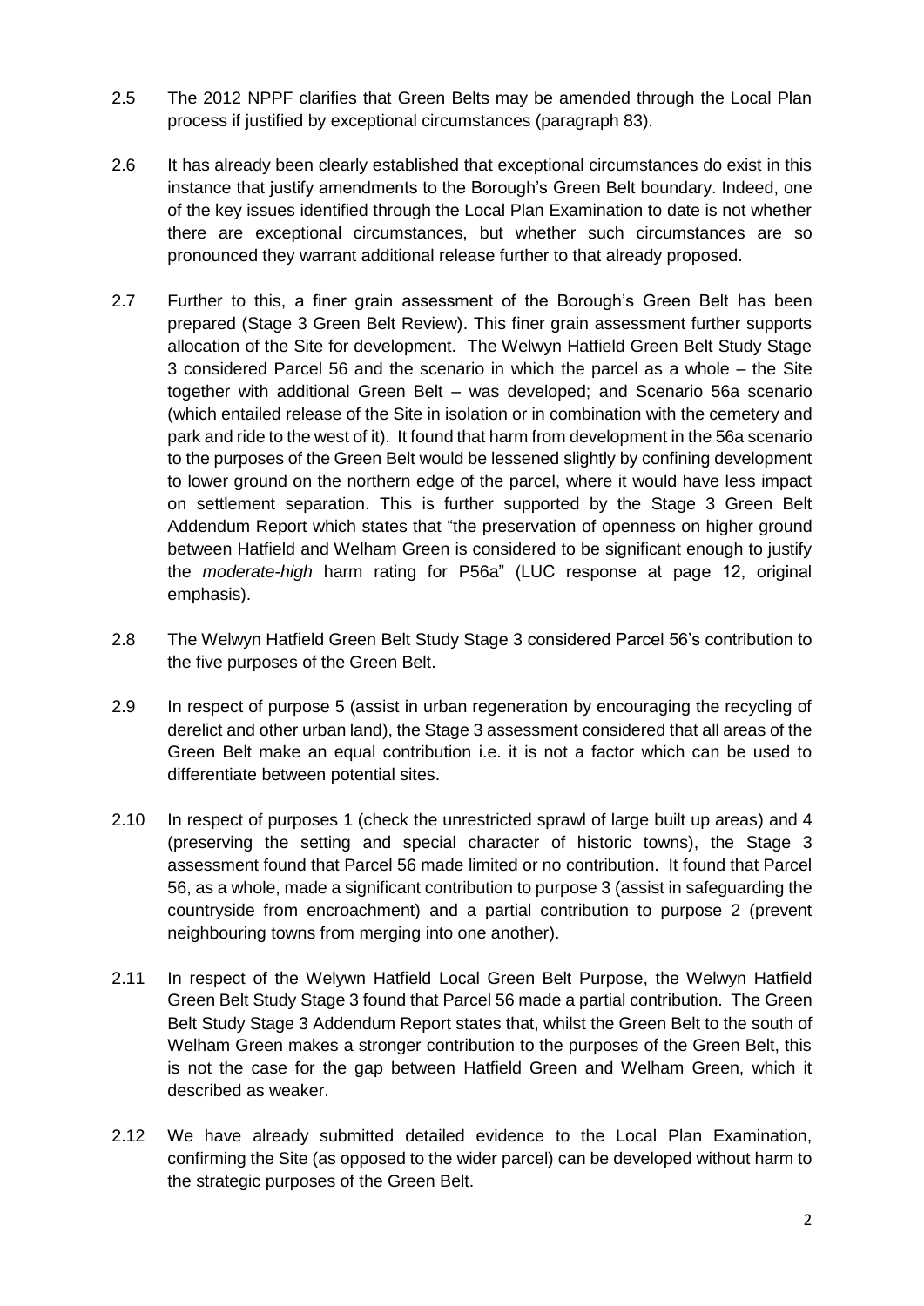2.5 The 2012 NPPF clarifies that Green Belts may be amended through the Local Plan process if justified by exceptional circumstances (paragraph 83).

2.6 It has already been clearly established that exceptional circumstances do exist in this instance that justify amendments to the Borough's Green Belt boundary. Indeed, one of the key issues identified through the Local Plan Examination to date is not whether there are exceptional circumstances, but whether such circumstances are so pronounced they warrant additional release further to that already proposed.

2.7 Further to this, a finer grain assessment of the Borough's Green Belt has been prepared (Stage 3 Green Belt Review). This finer grain assessment further supports allocation of the Site for development. The Welwyn Hatfield Green Belt Study Stage 3 considered Parcel 56 and the scenario in which the parcel as a whole – the Site together with additional Green Belt – was developed; and Scenario 56a scenario (which entailed release of the Site in isolation or in combination with the cemetery and park and ride to the west of it). It found that harm from development in the 56a scenario to the purposes of the Green Belt would be lessened slightly by confining development to lower ground on the northern edge of the parcel, where it would have less impact on settlement separation. This is further supported by the Stage 3 Green Belt Addendum Report which states that "the preservation of openness on higher ground between Hatfield and Welham Green is considered to be significant enough to justify the *moderate-high* harm rating for P56a" (LUC response at page 12, original emphasis).

2.8 The Welwyn Hatfield Green Belt Study Stage 3 considered Parcel 56's contribution to the five purposes of the Green Belt.

2.9 In respect of purpose 5 (assist in urban regeneration by encouraging the recycling of derelict and other urban land), the Stage 3 assessment considered that all areas of the Green Belt make an equal contribution i.e. it is not a factor which can be used to differentiate between potential sites.

2.10 In respect of purposes 1 (check the unrestricted sprawl of large built up areas) and 4 (preserving the setting and special character of historic towns), the Stage 3 assessment found that Parcel 56 made limited or no contribution. It found that Parcel 56, as a whole, made a significant contribution to purpose 3 (assist in safeguarding the countryside from encroachment) and a partial contribution to purpose 2 (prevent neighbouring towns from merging into one another).

2.11 In respect of the Welywn Hatfield Local Green Belt Purpose, the Welwyn Hatfield Green Belt Study Stage 3 found that Parcel 56 made a partial contribution. The Green Belt Study Stage 3 Addendum Report states that, whilst the Green Belt to the south of Welham Green makes a stronger contribution to the purposes of the Green Belt, this is not the case for the gap between Hatfield Green and Welham Green, which it described as weaker.

2.12 We have already submitted detailed evidence to the Local Plan Examination, confirming the Site (as opposed to the wider parcel) can be developed without harm to the strategic purposes of the Green Belt.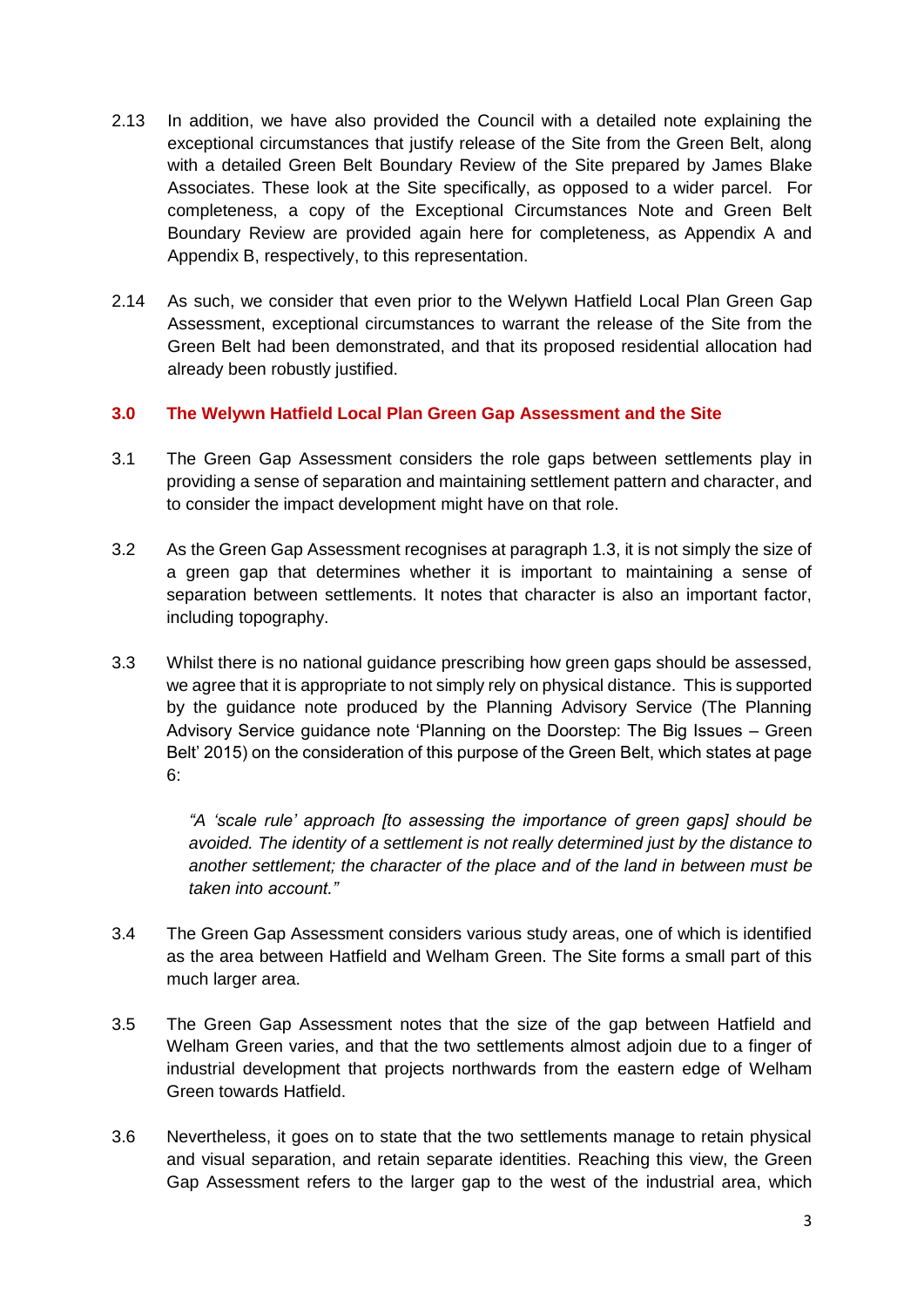2.13 In addition, we have also provided the Council with a detailed note explaining the exceptional circumstances that justify release of the Site from the Green Belt, along with a detailed Green Belt Boundary Review of the Site prepared by James Blake Associates. These look at the Site specifically, as opposed to a wider parcel. For completeness, a copy of the Exceptional Circumstances Note and Green Belt Boundary Review are provided again here for completeness, as Appendix A and Appendix B, respectively, to this representation.

2.14 As such, we consider that even prior to the Welywn Hatfield Local Plan Green Gap Assessment, exceptional circumstances to warrant the release of the Site from the Green Belt had been demonstrated, and that its proposed residential allocation had already been robustly justified.

## 3.0 The Welywn Hatfield Local Plan Green Gap Assessment and the Site

3.1 The Green Gap Assessment considers the role gaps between settlements play in providing a sense of separation and maintaining settlement pattern and character, and to consider the impact development might have on that role.

3.2 As the Green Gap Assessment recognises at paragraph 1.3, it is not simply the size of a green gap that determines whether it is important to maintaining a sense of separation between settlements. It notes that character is also an important factor, including topography.

3.3 Whilst there is no national guidance prescribing how green gaps should be assessed, we agree that it is appropriate to not simply rely on physical distance. This is supported by the guidance note produced by the Planning Advisory Service (The Planning Advisory Service guidance note 'Planning on the Doorstep: The Big Issues – Green Belt' 2015) on the consideration of this purpose of the Green Belt, which states at page 6:

> *"A 'scale rule' approach [to assessing the importance of green gaps] should be avoided. The identity of a settlement is not really determined just by the distance to another settlement; the character of the place and of the land in between must be taken into account."*

3.4 The Green Gap Assessment considers various study areas, one of which is identified as the area between Hatfield and Welham Green. The Site forms a small part of this much larger area.

3.5 The Green Gap Assessment notes that the size of the gap between Hatfield and Welham Green varies, and that the two settlements almost adjoin due to a finger of industrial development that projects northwards from the eastern edge of Welham Green towards Hatfield.

3.6 Nevertheless, it goes on to state that the two settlements manage to retain physical and visual separation, and retain separate identities. Reaching this view, the Green Gap Assessment refers to the larger gap to the west of the industrial area, which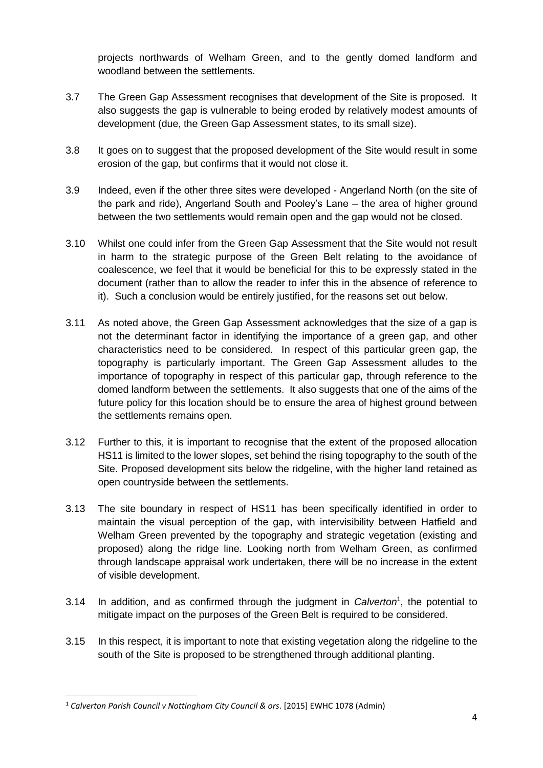projects northwards of Welham Green, and to the gently domed landform and woodland between the settlements.

3.7 The Green Gap Assessment recognises that development of the Site is proposed. It also suggests the gap is vulnerable to being eroded by relatively modest amounts of development (due, the Green Gap Assessment states, to its small size).

3.8 It goes on to suggest that the proposed development of the Site would result in some erosion of the gap, but confirms that it would not close it.

3.9 Indeed, even if the other three sites were developed - Angerland North (on the site of the park and ride), Angerland South and Pooley's Lane – the area of higher ground between the two settlements would remain open and the gap would not be closed.

3.10 Whilst one could infer from the Green Gap Assessment that the Site would not result in harm to the strategic purpose of the Green Belt relating to the avoidance of coalescence, we feel that it would be beneficial for this to be expressly stated in the document (rather than to allow the reader to infer this in the absence of reference to it). Such a conclusion would be entirely justified, for the reasons set out below.

3.11 As noted above, the Green Gap Assessment acknowledges that the size of a gap is not the determinant factor in identifying the importance of a green gap, and other characteristics need to be considered. In respect of this particular green gap, the topography is particularly important. The Green Gap Assessment alludes to the importance of topography in respect of this particular gap, through reference to the domed landform between the settlements. It also suggests that one of the aims of the future policy for this location should be to ensure the area of highest ground between the settlements remains open.

3.12 Further to this, it is important to recognise that the extent of the proposed allocation HS11 is limited to the lower slopes, set behind the rising topography to the south of the Site. Proposed development sits below the ridgeline, with the higher land retained as open countryside between the settlements.

3.13 The site boundary in respect of HS11 has been specifically identified in order to maintain the visual perception of the gap, with intervisibility between Hatfield and Welham Green prevented by the topography and strategic vegetation (existing and proposed) along the ridge line. Looking north from Welham Green, as confirmed through landscape appraisal work undertaken, there will be no increase in the extent of visible development.

3.14 In addition, and as confirmed through the judgment in *Calverton*[1], the potential to mitigate impact on the purposes of the Green Belt is required to be considered.

3.15 In this respect, it is important to note that existing vegetation along the ridgeline to the south of the Site is proposed to be strengthened through additional planting.

[1] *Calverton Parish Council v Nottingham City Council & ors*. [2015] EWHC 1078 (Admin)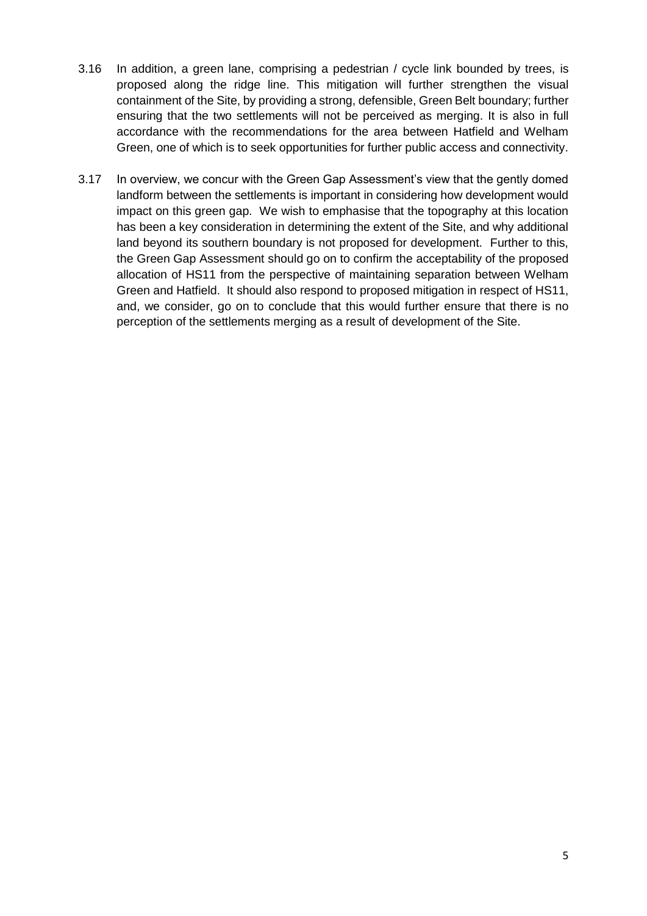3.16 In addition, a green lane, comprising a pedestrian / cycle link bounded by trees, is proposed along the ridge line. This mitigation will further strengthen the visual containment of the Site, by providing a strong, defensible, Green Belt boundary; further ensuring that the two settlements will not be perceived as merging. It is also in full accordance with the recommendations for the area between Hatfield and Welham Green, one of which is to seek opportunities for further public access and connectivity.

3.17 In overview, we concur with the Green Gap Assessment's view that the gently domed landform between the settlements is important in considering how development would impact on this green gap. We wish to emphasise that the topography at this location has been a key consideration in determining the extent of the Site, and why additional land beyond its southern boundary is not proposed for development. Further to this, the Green Gap Assessment should go on to confirm the acceptability of the proposed allocation of HS11 from the perspective of maintaining separation between Welham Green and Hatfield. It should also respond to proposed mitigation in respect of HS11, and, we consider, go on to conclude that this would further ensure that there is no perception of the settlements merging as a result of development of the Site.